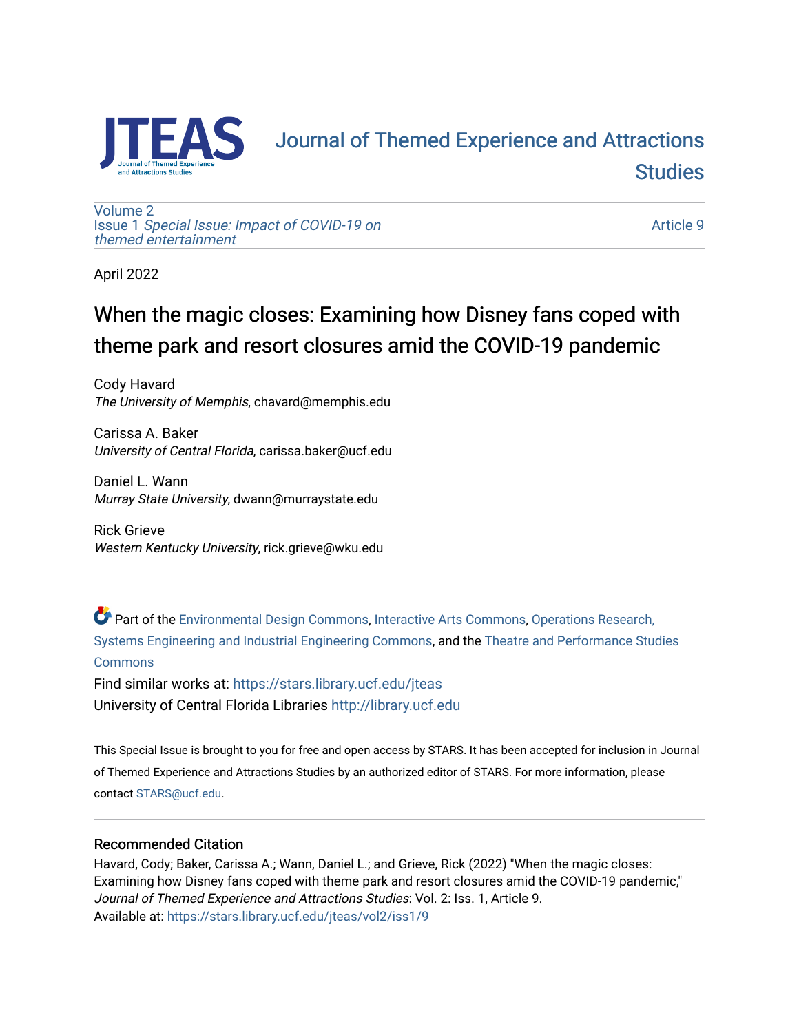# Journal of Themed Experience and Attractions Studies

Volume 2
Issue 1 *Special Issue: Impact of COVID-19 on themed entertainment*

Article 9

April 2022

## When the magic closes: Examining how Disney fans coped with theme park and resort closures amid the COVID-19 pandemic

Cody Havard
*The University of Memphis*, chavard@memphis.edu

Carissa A. Baker
*University of Central Florida*, carissa.baker@ucf.edu

Daniel L. Wann
*Murray State University*, dwann@murraystate.edu

Rick Grieve
*Western Kentucky University*, rick.grieve@wku.edu

Part of the Environmental Design Commons, Interactive Arts Commons, Operations Research, Systems Engineering and Industrial Engineering Commons, and the Theatre and Performance Studies Commons

Find similar works at: https://stars.library.ucf.edu/jteas
University of Central Florida Libraries http://library.ucf.edu

This Special Issue is brought to you for free and open access by STARS. It has been accepted for inclusion in Journal of Themed Experience and Attractions Studies by an authorized editor of STARS. For more information, please contact STARS@ucf.edu.

### Recommended Citation

Havard, Cody; Baker, Carissa A.; Wann, Daniel L.; and Grieve, Rick (2022) "When the magic closes: Examining how Disney fans coped with theme park and resort closures amid the COVID-19 pandemic," *Journal of Themed Experience and Attractions Studies*: Vol. 2: Iss. 1, Article 9.
Available at: https://stars.library.ucf.edu/jteas/vol2/iss1/9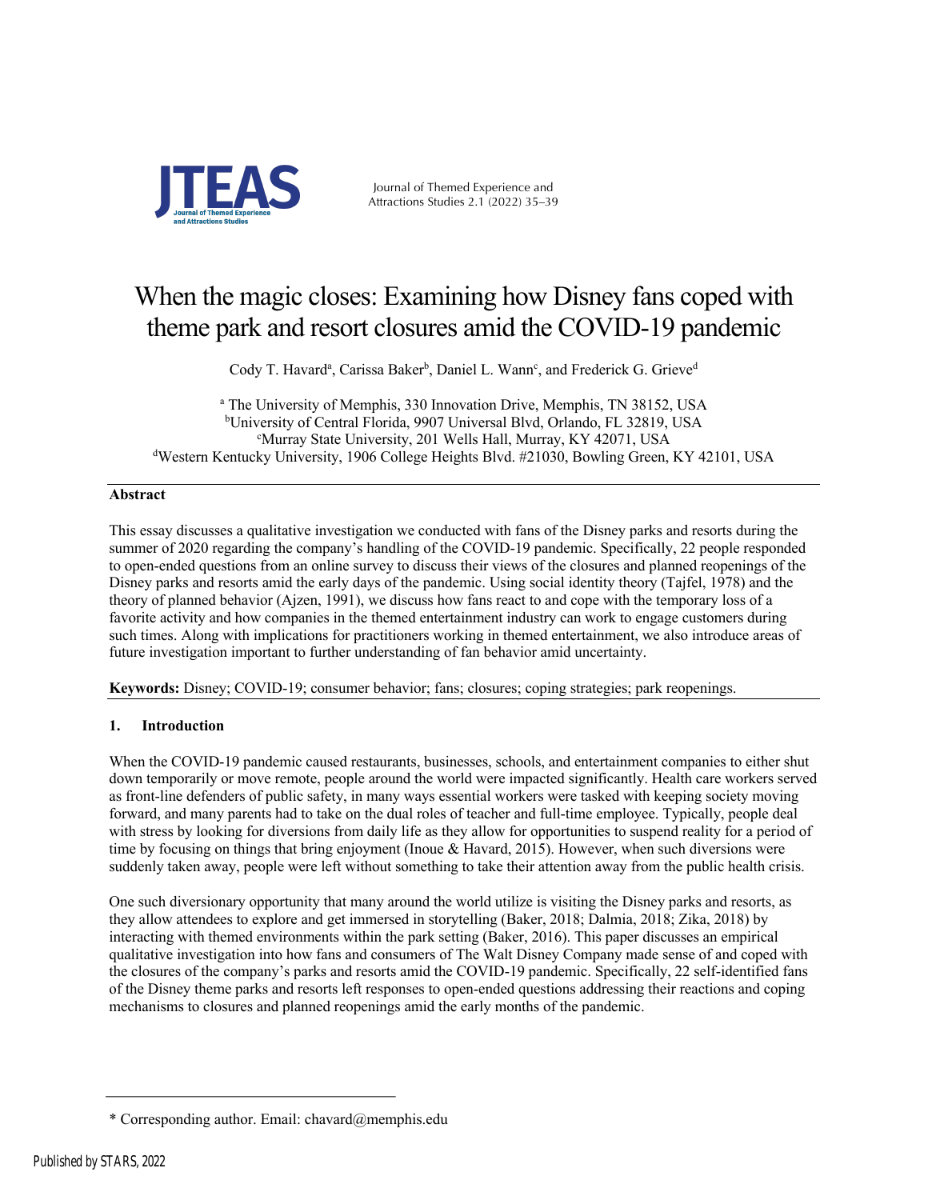# When the magic closes: Examining how Disney fans coped with theme park and resort closures amid the COVID-19 pandemic

Cody T. Havard[a], Carissa Baker[b], Daniel L. Wann[c], and Frederick G. Grieve[d]

[a] The University of Memphis, 330 Innovation Drive, Memphis, TN 38152, USA
[b]University of Central Florida, 9907 Universal Blvd, Orlando, FL 32819, USA
[c]Murray State University, 201 Wells Hall, Murray, KY 42071, USA
[d]Western Kentucky University, 1906 College Heights Blvd. #21030, Bowling Green, KY 42101, USA

**Abstract**

This essay discusses a qualitative investigation we conducted with fans of the Disney parks and resorts during the summer of 2020 regarding the company's handling of the COVID-19 pandemic. Specifically, 22 people responded to open-ended questions from an online survey to discuss their views of the closures and planned reopenings of the Disney parks and resorts amid the early days of the pandemic. Using social identity theory (Tajfel, 1978) and the theory of planned behavior (Ajzen, 1991), we discuss how fans react to and cope with the temporary loss of a favorite activity and how companies in the themed entertainment industry can work to engage customers during such times. Along with implications for practitioners working in themed entertainment, we also introduce areas of future investigation important to further understanding of fan behavior amid uncertainty.

**Keywords:** Disney; COVID-19; consumer behavior; fans; closures; coping strategies; park reopenings.

## 1. Introduction

When the COVID-19 pandemic caused restaurants, businesses, schools, and entertainment companies to either shut down temporarily or move remote, people around the world were impacted significantly. Health care workers served as front-line defenders of public safety, in many ways essential workers were tasked with keeping society moving forward, and many parents had to take on the dual roles of teacher and full-time employee. Typically, people deal with stress by looking for diversions from daily life as they allow for opportunities to suspend reality for a period of time by focusing on things that bring enjoyment (Inoue & Havard, 2015). However, when such diversions were suddenly taken away, people were left without something to take their attention away from the public health crisis.

One such diversionary opportunity that many around the world utilize is visiting the Disney parks and resorts, as they allow attendees to explore and get immersed in storytelling (Baker, 2018; Dalmia, 2018; Zika, 2018) by interacting with themed environments within the park setting (Baker, 2016). This paper discusses an empirical qualitative investigation into how fans and consumers of The Walt Disney Company made sense of and coped with the closures of the company's parks and resorts amid the COVID-19 pandemic. Specifically, 22 self-identified fans of the Disney theme parks and resorts left responses to open-ended questions addressing their reactions and coping mechanisms to closures and planned reopenings amid the early months of the pandemic.

* Corresponding author. Email: chavard@memphis.edu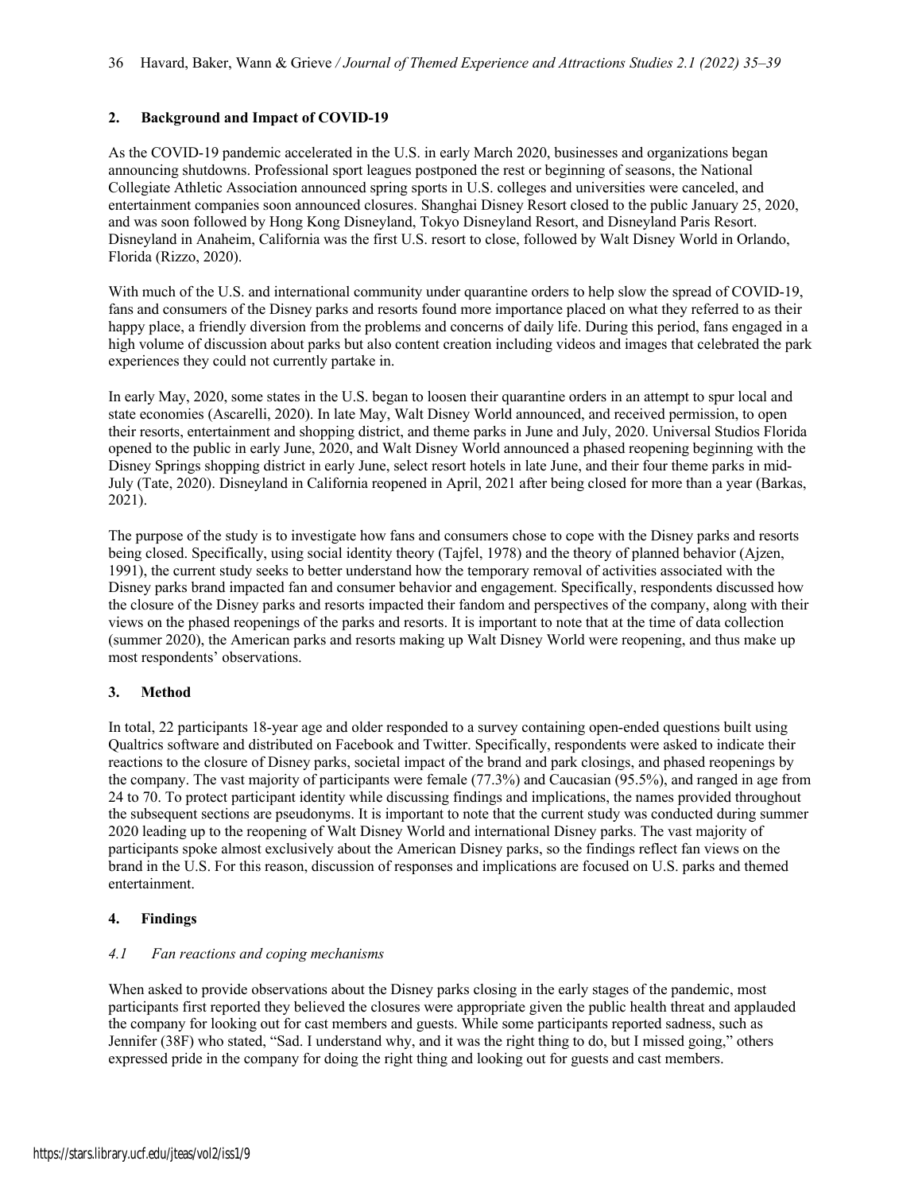## 2. Background and Impact of COVID-19

As the COVID-19 pandemic accelerated in the U.S. in early March 2020, businesses and organizations began announcing shutdowns. Professional sport leagues postponed the rest or beginning of seasons, the National Collegiate Athletic Association announced spring sports in U.S. colleges and universities were canceled, and entertainment companies soon announced closures. Shanghai Disney Resort closed to the public January 25, 2020, and was soon followed by Hong Kong Disneyland, Tokyo Disneyland Resort, and Disneyland Paris Resort. Disneyland in Anaheim, California was the first U.S. resort to close, followed by Walt Disney World in Orlando, Florida (Rizzo, 2020).

With much of the U.S. and international community under quarantine orders to help slow the spread of COVID-19, fans and consumers of the Disney parks and resorts found more importance placed on what they referred to as their happy place, a friendly diversion from the problems and concerns of daily life. During this period, fans engaged in a high volume of discussion about parks but also content creation including videos and images that celebrated the park experiences they could not currently partake in.

In early May, 2020, some states in the U.S. began to loosen their quarantine orders in an attempt to spur local and state economies (Ascarelli, 2020). In late May, Walt Disney World announced, and received permission, to open their resorts, entertainment and shopping district, and theme parks in June and July, 2020. Universal Studios Florida opened to the public in early June, 2020, and Walt Disney World announced a phased reopening beginning with the Disney Springs shopping district in early June, select resort hotels in late June, and their four theme parks in mid-July (Tate, 2020). Disneyland in California reopened in April, 2021 after being closed for more than a year (Barkas, 2021).

The purpose of the study is to investigate how fans and consumers chose to cope with the Disney parks and resorts being closed. Specifically, using social identity theory (Tajfel, 1978) and the theory of planned behavior (Ajzen, 1991), the current study seeks to better understand how the temporary removal of activities associated with the Disney parks brand impacted fan and consumer behavior and engagement. Specifically, respondents discussed how the closure of the Disney parks and resorts impacted their fandom and perspectives of the company, along with their views on the phased reopenings of the parks and resorts. It is important to note that at the time of data collection (summer 2020), the American parks and resorts making up Walt Disney World were reopening, and thus make up most respondents' observations.

## 3. Method

In total, 22 participants 18-year age and older responded to a survey containing open-ended questions built using Qualtrics software and distributed on Facebook and Twitter. Specifically, respondents were asked to indicate their reactions to the closure of Disney parks, societal impact of the brand and park closings, and phased reopenings by the company. The vast majority of participants were female (77.3%) and Caucasian (95.5%), and ranged in age from 24 to 70. To protect participant identity while discussing findings and implications, the names provided throughout the subsequent sections are pseudonyms. It is important to note that the current study was conducted during summer 2020 leading up to the reopening of Walt Disney World and international Disney parks. The vast majority of participants spoke almost exclusively about the American Disney parks, so the findings reflect fan views on the brand in the U.S. For this reason, discussion of responses and implications are focused on U.S. parks and themed entertainment.

## 4. Findings

### *4.1 Fan reactions and coping mechanisms*

When asked to provide observations about the Disney parks closing in the early stages of the pandemic, most participants first reported they believed the closures were appropriate given the public health threat and applauded the company for looking out for cast members and guests. While some participants reported sadness, such as Jennifer (38F) who stated, "Sad. I understand why, and it was the right thing to do, but I missed going," others expressed pride in the company for doing the right thing and looking out for guests and cast members.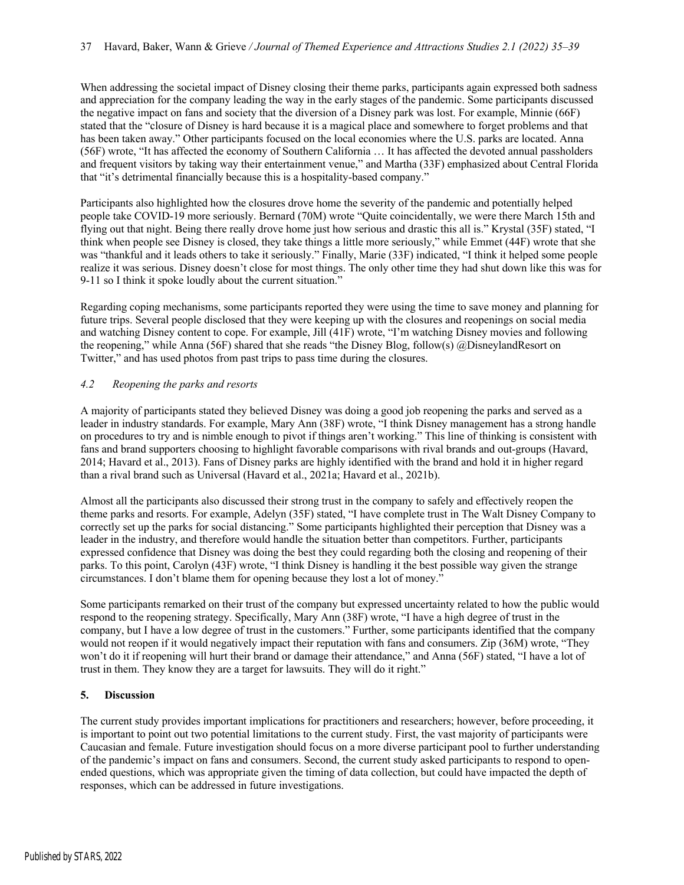When addressing the societal impact of Disney closing their theme parks, participants again expressed both sadness and appreciation for the company leading the way in the early stages of the pandemic. Some participants discussed the negative impact on fans and society that the diversion of a Disney park was lost. For example, Minnie (66F) stated that the "closure of Disney is hard because it is a magical place and somewhere to forget problems and that has been taken away." Other participants focused on the local economies where the U.S. parks are located. Anna (56F) wrote, "It has affected the economy of Southern California … It has affected the devoted annual passholders and frequent visitors by taking way their entertainment venue," and Martha (33F) emphasized about Central Florida that "it's detrimental financially because this is a hospitality-based company."

Participants also highlighted how the closures drove home the severity of the pandemic and potentially helped people take COVID-19 more seriously. Bernard (70M) wrote "Quite coincidentally, we were there March 15th and flying out that night. Being there really drove home just how serious and drastic this all is." Krystal (35F) stated, "I think when people see Disney is closed, they take things a little more seriously," while Emmet (44F) wrote that she was "thankful and it leads others to take it seriously." Finally, Marie (33F) indicated, "I think it helped some people realize it was serious. Disney doesn't close for most things. The only other time they had shut down like this was for 9-11 so I think it spoke loudly about the current situation."

Regarding coping mechanisms, some participants reported they were using the time to save money and planning for future trips. Several people disclosed that they were keeping up with the closures and reopenings on social media and watching Disney content to cope. For example, Jill (41F) wrote, "I'm watching Disney movies and following the reopening," while Anna (56F) shared that she reads "the Disney Blog, follow(s) @DisneylandResort on Twitter," and has used photos from past trips to pass time during the closures.

### *4.2 Reopening the parks and resorts*

A majority of participants stated they believed Disney was doing a good job reopening the parks and served as a leader in industry standards. For example, Mary Ann (38F) wrote, "I think Disney management has a strong handle on procedures to try and is nimble enough to pivot if things aren't working." This line of thinking is consistent with fans and brand supporters choosing to highlight favorable comparisons with rival brands and out-groups (Havard, 2014; Havard et al., 2013). Fans of Disney parks are highly identified with the brand and hold it in higher regard than a rival brand such as Universal (Havard et al., 2021a; Havard et al., 2021b).

Almost all the participants also discussed their strong trust in the company to safely and effectively reopen the theme parks and resorts. For example, Adelyn (35F) stated, "I have complete trust in The Walt Disney Company to correctly set up the parks for social distancing." Some participants highlighted their perception that Disney was a leader in the industry, and therefore would handle the situation better than competitors. Further, participants expressed confidence that Disney was doing the best they could regarding both the closing and reopening of their parks. To this point, Carolyn (43F) wrote, "I think Disney is handling it the best possible way given the strange circumstances. I don't blame them for opening because they lost a lot of money."

Some participants remarked on their trust of the company but expressed uncertainty related to how the public would respond to the reopening strategy. Specifically, Mary Ann (38F) wrote, "I have a high degree of trust in the company, but I have a low degree of trust in the customers." Further, some participants identified that the company would not reopen if it would negatively impact their reputation with fans and consumers. Zip (36M) wrote, "They won't do it if reopening will hurt their brand or damage their attendance," and Anna (56F) stated, "I have a lot of trust in them. They know they are a target for lawsuits. They will do it right."

## 5. Discussion

The current study provides important implications for practitioners and researchers; however, before proceeding, it is important to point out two potential limitations to the current study. First, the vast majority of participants were Caucasian and female. Future investigation should focus on a more diverse participant pool to further understanding of the pandemic's impact on fans and consumers. Second, the current study asked participants to respond to open-ended questions, which was appropriate given the timing of data collection, but could have impacted the depth of responses, which can be addressed in future investigations.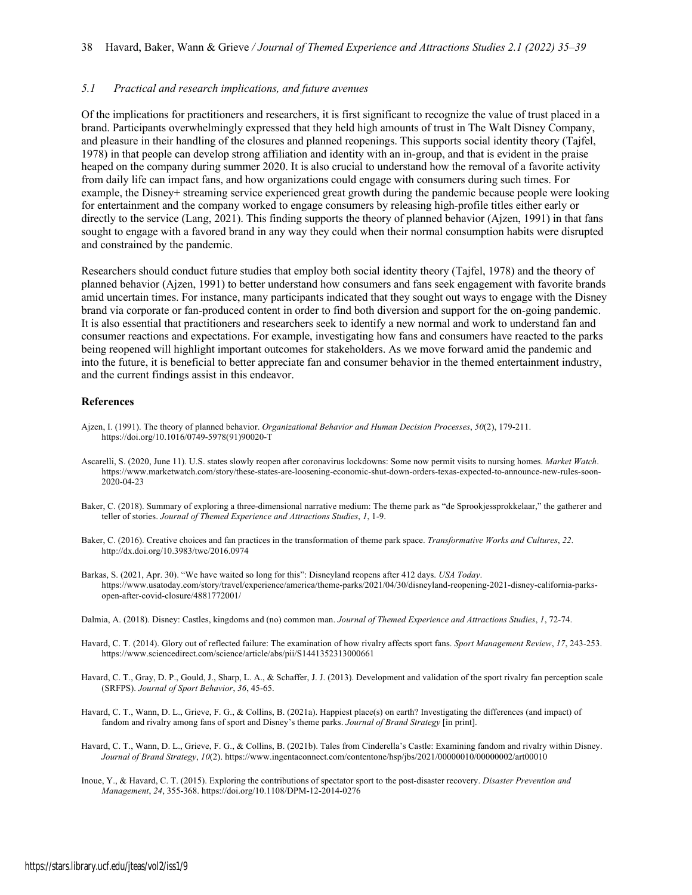### *5.1 Practical and research implications, and future avenues*

Of the implications for practitioners and researchers, it is first significant to recognize the value of trust placed in a brand. Participants overwhelmingly expressed that they held high amounts of trust in The Walt Disney Company, and pleasure in their handling of the closures and planned reopenings. This supports social identity theory (Tajfel, 1978) in that people can develop strong affiliation and identity with an in-group, and that is evident in the praise heaped on the company during summer 2020. It is also crucial to understand how the removal of a favorite activity from daily life can impact fans, and how organizations could engage with consumers during such times. For example, the Disney+ streaming service experienced great growth during the pandemic because people were looking for entertainment and the company worked to engage consumers by releasing high-profile titles either early or directly to the service (Lang, 2021). This finding supports the theory of planned behavior (Ajzen, 1991) in that fans sought to engage with a favored brand in any way they could when their normal consumption habits were disrupted and constrained by the pandemic.

Researchers should conduct future studies that employ both social identity theory (Tajfel, 1978) and the theory of planned behavior (Ajzen, 1991) to better understand how consumers and fans seek engagement with favorite brands amid uncertain times. For instance, many participants indicated that they sought out ways to engage with the Disney brand via corporate or fan-produced content in order to find both diversion and support for the on-going pandemic. It is also essential that practitioners and researchers seek to identify a new normal and work to understand fan and consumer reactions and expectations. For example, investigating how fans and consumers have reacted to the parks being reopened will highlight important outcomes for stakeholders. As we move forward amid the pandemic and into the future, it is beneficial to better appreciate fan and consumer behavior in the themed entertainment industry, and the current findings assist in this endeavor.

## References

Ajzen, I. (1991). The theory of planned behavior. *Organizational Behavior and Human Decision Processes*, *50*(2), 179-211. https://doi.org/10.1016/0749-5978(91)90020-T

Ascarelli, S. (2020, June 11). U.S. states slowly reopen after coronavirus lockdowns: Some now permit visits to nursing homes. *Market Watch*. https://www.marketwatch.com/story/these-states-are-loosening-economic-shut-down-orders-texas-expected-to-announce-new-rules-soon-2020-04-23

Baker, C. (2018). Summary of exploring a three-dimensional narrative medium: The theme park as "de Sprookjessprokkelaar," the gatherer and teller of stories. *Journal of Themed Experience and Attractions Studies*, *1*, 1-9.

Baker, C. (2016). Creative choices and fan practices in the transformation of theme park space. *Transformative Works and Cultures*, *22*. http://dx.doi.org/10.3983/twc/2016.0974

Barkas, S. (2021, Apr. 30). "We have waited so long for this": Disneyland reopens after 412 days. *USA Today*. https://www.usatoday.com/story/travel/experience/america/theme-parks/2021/04/30/disneyland-reopening-2021-disney-california-parks-open-after-covid-closure/4881772001/

Dalmia, A. (2018). Disney: Castles, kingdoms and (no) common man. *Journal of Themed Experience and Attractions Studies*, *1*, 72-74.

Havard, C. T. (2014). Glory out of reflected failure: The examination of how rivalry affects sport fans. *Sport Management Review*, *17*, 243-253. https://www.sciencedirect.com/science/article/abs/pii/S1441352313000661

Havard, C. T., Gray, D. P., Gould, J., Sharp, L. A., & Schaffer, J. J. (2013). Development and validation of the sport rivalry fan perception scale (SRFPS). *Journal of Sport Behavior*, *36*, 45-65.

Havard, C. T., Wann, D. L., Grieve, F. G., & Collins, B. (2021a). Happiest place(s) on earth? Investigating the differences (and impact) of fandom and rivalry among fans of sport and Disney's theme parks. *Journal of Brand Strategy* [in print].

Havard, C. T., Wann, D. L., Grieve, F. G., & Collins, B. (2021b). Tales from Cinderella's Castle: Examining fandom and rivalry within Disney. *Journal of Brand Strategy*, *10*(2). https://www.ingentaconnect.com/contentone/hsp/jbs/2021/00000010/00000002/art00010

Inoue, Y., & Havard, C. T. (2015). Exploring the contributions of spectator sport to the post-disaster recovery. *Disaster Prevention and Management*, *24*, 355-368. https://doi.org/10.1108/DPM-12-2014-0276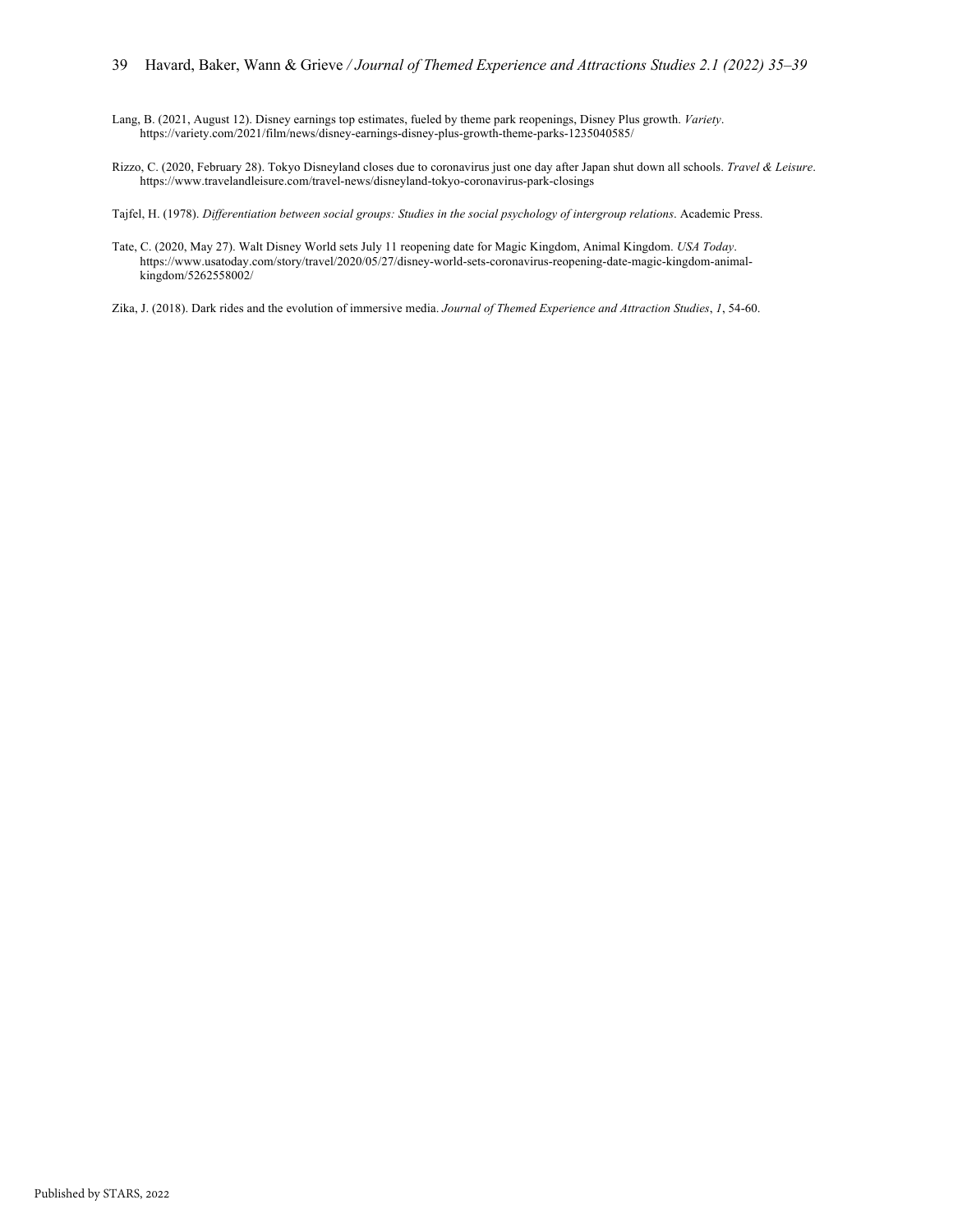Lang, B. (2021, August 12). Disney earnings top estimates, fueled by theme park reopenings, Disney Plus growth. *Variety*. https://variety.com/2021/film/news/disney-earnings-disney-plus-growth-theme-parks-1235040585/

Rizzo, C. (2020, February 28). Tokyo Disneyland closes due to coronavirus just one day after Japan shut down all schools. *Travel & Leisure*. https://www.travelandleisure.com/travel-news/disneyland-tokyo-coronavirus-park-closings

Tajfel, H. (1978). *Differentiation between social groups: Studies in the social psychology of intergroup relations*. Academic Press.

Tate, C. (2020, May 27). Walt Disney World sets July 11 reopening date for Magic Kingdom, Animal Kingdom. *USA Today*. https://www.usatoday.com/story/travel/2020/05/27/disney-world-sets-coronavirus-reopening-date-magic-kingdom-animal-kingdom/5262558002/

Zika, J. (2018). Dark rides and the evolution of immersive media. *Journal of Themed Experience and Attraction Studies*, *1*, 54-60.